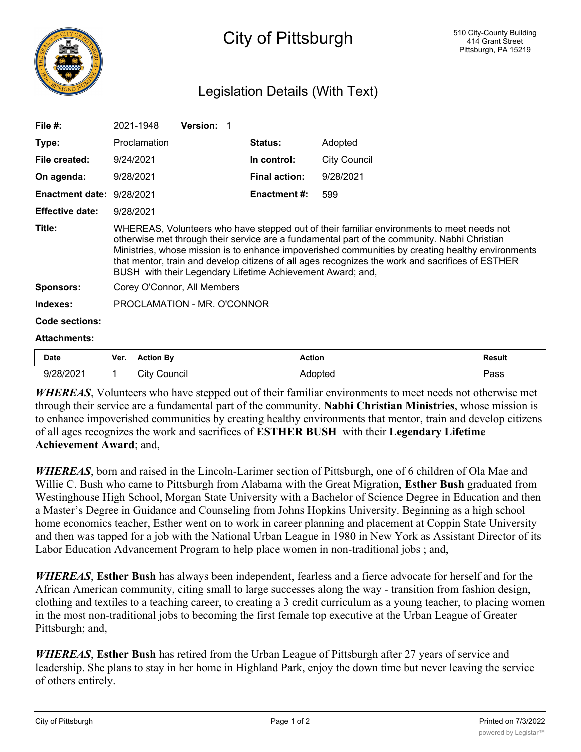# City of Pittsburgh

510 City-County Building
414 Grant Street
Pittsburgh, PA 15219

## Legislation Details (With Text)

| | | | |
|---|---|---|---|
| **File #:** | 2021-1948 **Version:** 1 | | |
| **Type:** | Proclamation | **Status:** | Adopted |
| **File created:** | 9/24/2021 | **In control:** | City Council |
| **On agenda:** | 9/28/2021 | **Final action:** | 9/28/2021 |
| **Enactment date:** | 9/28/2021 | **Enactment #:** | 599 |
| **Effective date:** | 9/28/2021 | | |

**Title:** WHEREAS, Volunteers who have stepped out of their familiar environments to meet needs not otherwise met through their service are a fundamental part of the community. Nabhi Christian Ministries, whose mission is to enhance impoverished communities by creating healthy environments that mentor, train and develop citizens of all ages recognizes the work and sacrifices of ESTHER BUSH with their Legendary Lifetime Achievement Award; and,

**Sponsors:** Corey O'Connor, All Members

**Indexes:** PROCLAMATION - MR. O'CONNOR

**Code sections:**

**Attachments:**

| Date | Ver. | Action By | Action | Result |
|---|---|---|---|---|
| 9/28/2021 | 1 | City Council | Adopted | Pass |

***WHEREAS***, Volunteers who have stepped out of their familiar environments to meet needs not otherwise met through their service are a fundamental part of the community. **Nabhi Christian Ministries**, whose mission is to enhance impoverished communities by creating healthy environments that mentor, train and develop citizens of all ages recognizes the work and sacrifices of **ESTHER BUSH** with their **Legendary Lifetime Achievement Award**; and,

***WHEREAS***, born and raised in the Lincoln-Larimer section of Pittsburgh, one of 6 children of Ola Mae and Willie C. Bush who came to Pittsburgh from Alabama with the Great Migration, **Esther Bush** graduated from Westinghouse High School, Morgan State University with a Bachelor of Science Degree in Education and then a Master's Degree in Guidance and Counseling from Johns Hopkins University. Beginning as a high school home economics teacher, Esther went on to work in career planning and placement at Coppin State University and then was tapped for a job with the National Urban League in 1980 in New York as Assistant Director of its Labor Education Advancement Program to help place women in non-traditional jobs ; and,

***WHEREAS***, **Esther Bush** has always been independent, fearless and a fierce advocate for herself and for the African American community, citing small to large successes along the way - transition from fashion design, clothing and textiles to a teaching career, to creating a 3 credit curriculum as a young teacher, to placing women in the most non-traditional jobs to becoming the first female top executive at the Urban League of Greater Pittsburgh; and,

***WHEREAS***, **Esther Bush** has retired from the Urban League of Pittsburgh after 27 years of service and leadership. She plans to stay in her home in Highland Park, enjoy the down time but never leaving the service of others entirely.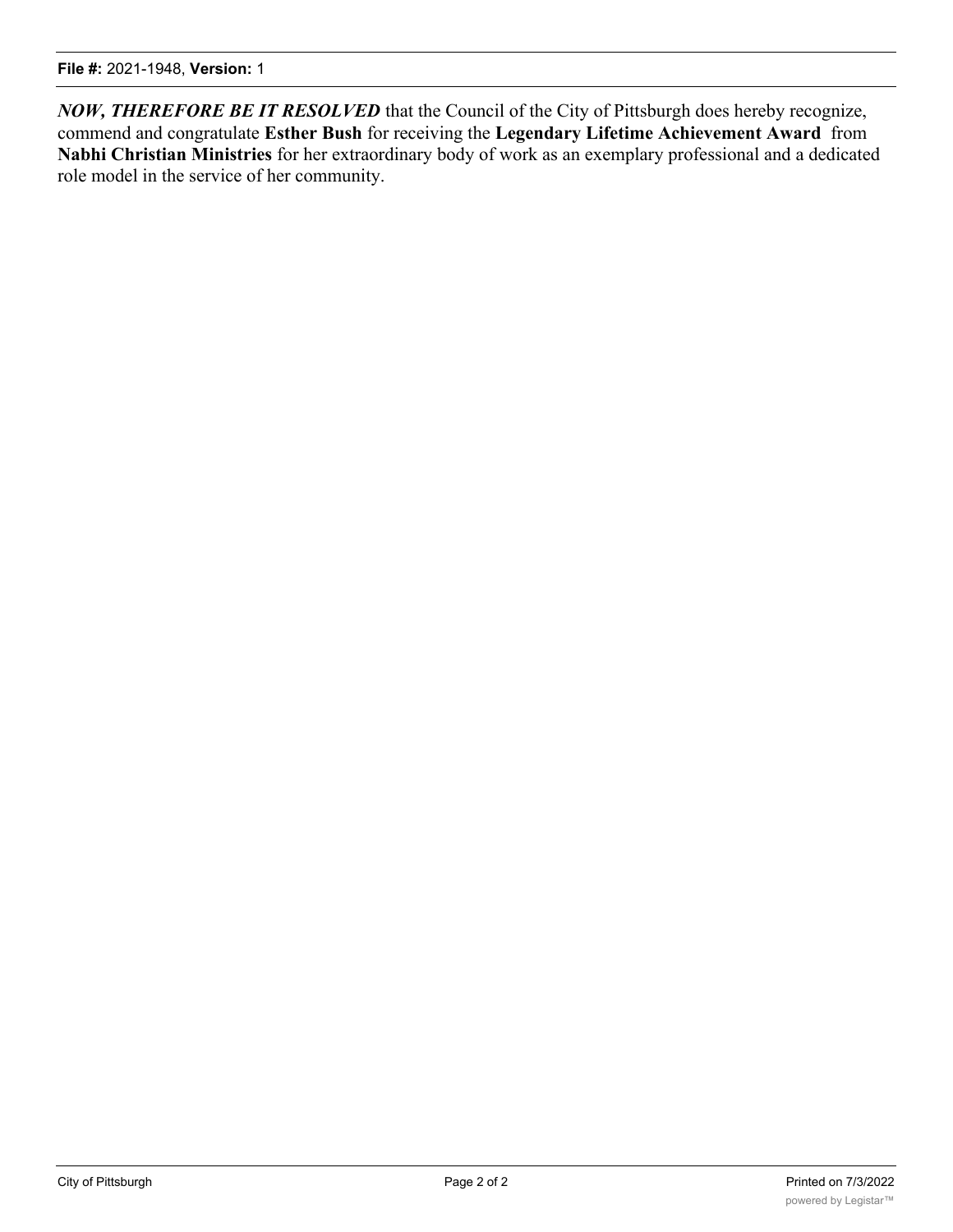***NOW, THEREFORE BE IT RESOLVED*** that the Council of the City of Pittsburgh does hereby recognize, commend and congratulate **Esther Bush** for receiving the **Legendary Lifetime Achievement Award** from **Nabhi Christian Ministries** for her extraordinary body of work as an exemplary professional and a dedicated role model in the service of her community.